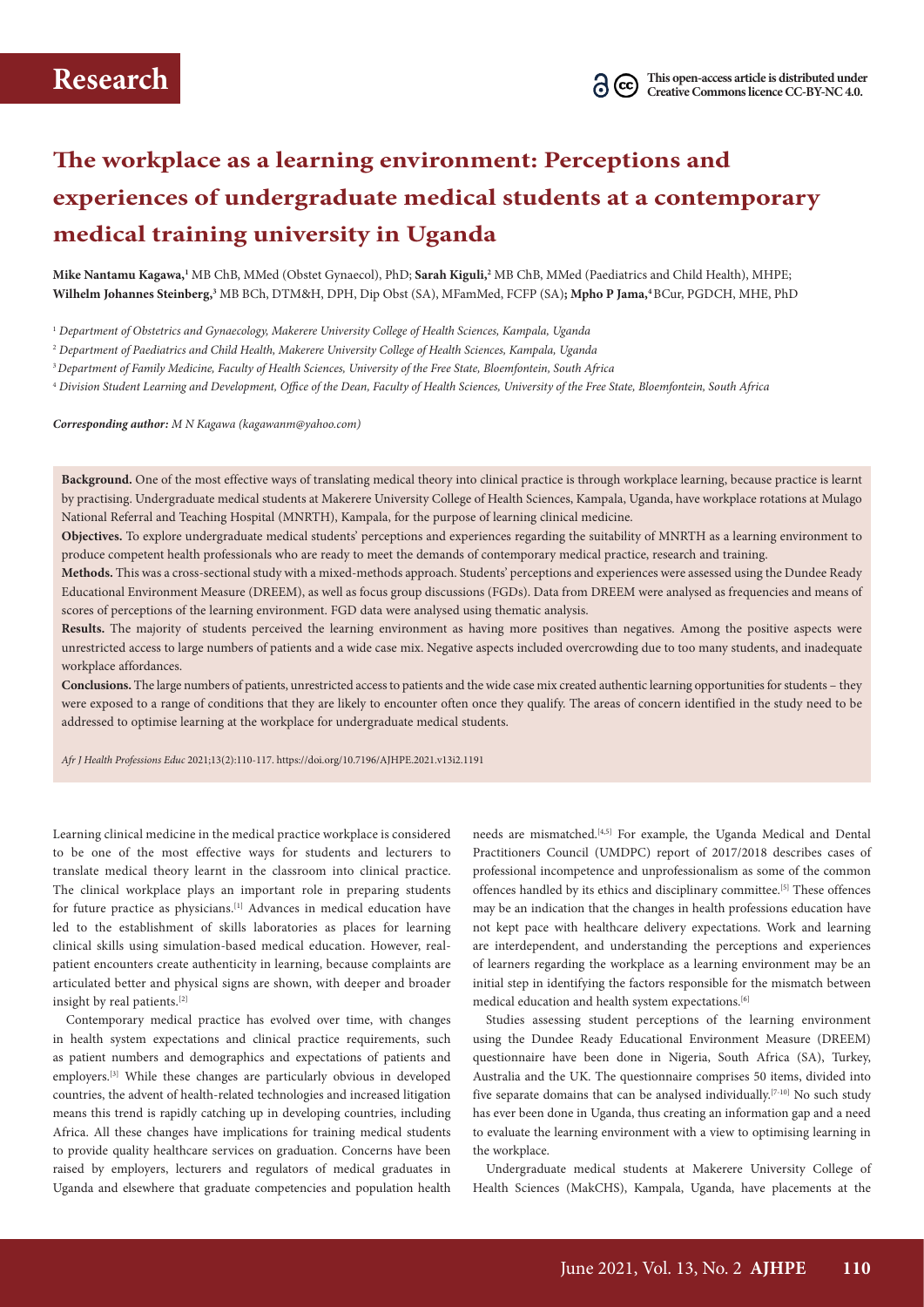# Research

This open-access article is distributed under Creative Commons licence CC-BY-NC 4.0.

# The workplace as a learning environment: Perceptions and experiences of undergraduate medical students at a contemporary medical training university in Uganda

**Mike Nantamu Kagawa,**[1] MB ChB, MMed (Obstet Gynaecol), PhD; **Sarah Kiguli,**[2] MB ChB, MMed (Paediatrics and Child Health), MHPE; **Wilhelm Johannes Steinberg,**[3] MB BCh, DTM&H, DPH, Dip Obst (SA), MFamMed, FCFP (SA)**; Mpho P Jama,**[4] BCur, PGDCH, MHE, PhD

[1] *Department of Obstetrics and Gynaecology, Makerere University College of Health Sciences, Kampala, Uganda*

[2] *Department of Paediatrics and Child Health, Makerere University College of Health Sciences, Kampala, Uganda*

[3] *Department of Family Medicine, Faculty of Health Sciences, University of the Free State, Bloemfontein, South Africa*

[4] *Division Student Learning and Development, Office of the Dean, Faculty of Health Sciences, University of the Free State, Bloemfontein, South Africa*

***Corresponding author:** M N Kagawa (kagawanm@yahoo.com)*

**Background.** One of the most effective ways of translating medical theory into clinical practice is through workplace learning, because practice is learnt by practising. Undergraduate medical students at Makerere University College of Health Sciences, Kampala, Uganda, have workplace rotations at Mulago National Referral and Teaching Hospital (MNRTH), Kampala, for the purpose of learning clinical medicine.

**Objectives.** To explore undergraduate medical students' perceptions and experiences regarding the suitability of MNRTH as a learning environment to produce competent health professionals who are ready to meet the demands of contemporary medical practice, research and training.

**Methods.** This was a cross-sectional study with a mixed-methods approach. Students' perceptions and experiences were assessed using the Dundee Ready Educational Environment Measure (DREEM), as well as focus group discussions (FGDs). Data from DREEM were analysed as frequencies and means of scores of perceptions of the learning environment. FGD data were analysed using thematic analysis.

**Results.** The majority of students perceived the learning environment as having more positives than negatives. Among the positive aspects were unrestricted access to large numbers of patients and a wide case mix. Negative aspects included overcrowding due to too many students, and inadequate workplace affordances.

**Conclusions.** The large numbers of patients, unrestricted access to patients and the wide case mix created authentic learning opportunities for students – they were exposed to a range of conditions that they are likely to encounter often once they qualify. The areas of concern identified in the study need to be addressed to optimise learning at the workplace for undergraduate medical students.

*Afr J Health Professions Educ* 2021;13(2):110-117. https://doi.org/10.7196/AJHPE.2021.v13i2.1191

Learning clinical medicine in the medical practice workplace is considered to be one of the most effective ways for students and lecturers to translate medical theory learnt in the classroom into clinical practice. The clinical workplace plays an important role in preparing students for future practice as physicians.[1] Advances in medical education have led to the establishment of skills laboratories as places for learning clinical skills using simulation-based medical education. However, real-patient encounters create authenticity in learning, because complaints are articulated better and physical signs are shown, with deeper and broader insight by real patients.[2]

Contemporary medical practice has evolved over time, with changes in health system expectations and clinical practice requirements, such as patient numbers and demographics and expectations of patients and employers.[3] While these changes are particularly obvious in developed countries, the advent of health-related technologies and increased litigation means this trend is rapidly catching up in developing countries, including Africa. All these changes have implications for training medical students to provide quality healthcare services on graduation. Concerns have been raised by employers, lecturers and regulators of medical graduates in Uganda and elsewhere that graduate competencies and population health needs are mismatched.[4,5] For example, the Uganda Medical and Dental Practitioners Council (UMDPC) report of 2017/2018 describes cases of professional incompetence and unprofessionalism as some of the common offences handled by its ethics and disciplinary committee.[5] These offences may be an indication that the changes in health professions education have not kept pace with healthcare delivery expectations. Work and learning are interdependent, and understanding the perceptions and experiences of learners regarding the workplace as a learning environment may be an initial step in identifying the factors responsible for the mismatch between medical education and health system expectations.[6]

Studies assessing student perceptions of the learning environment using the Dundee Ready Educational Environment Measure (DREEM) questionnaire have been done in Nigeria, South Africa (SA), Turkey, Australia and the UK. The questionnaire comprises 50 items, divided into five separate domains that can be analysed individually.[7-10] No such study has ever been done in Uganda, thus creating an information gap and a need to evaluate the learning environment with a view to optimising learning in the workplace.

Undergraduate medical students at Makerere University College of Health Sciences (MakCHS), Kampala, Uganda, have placements at the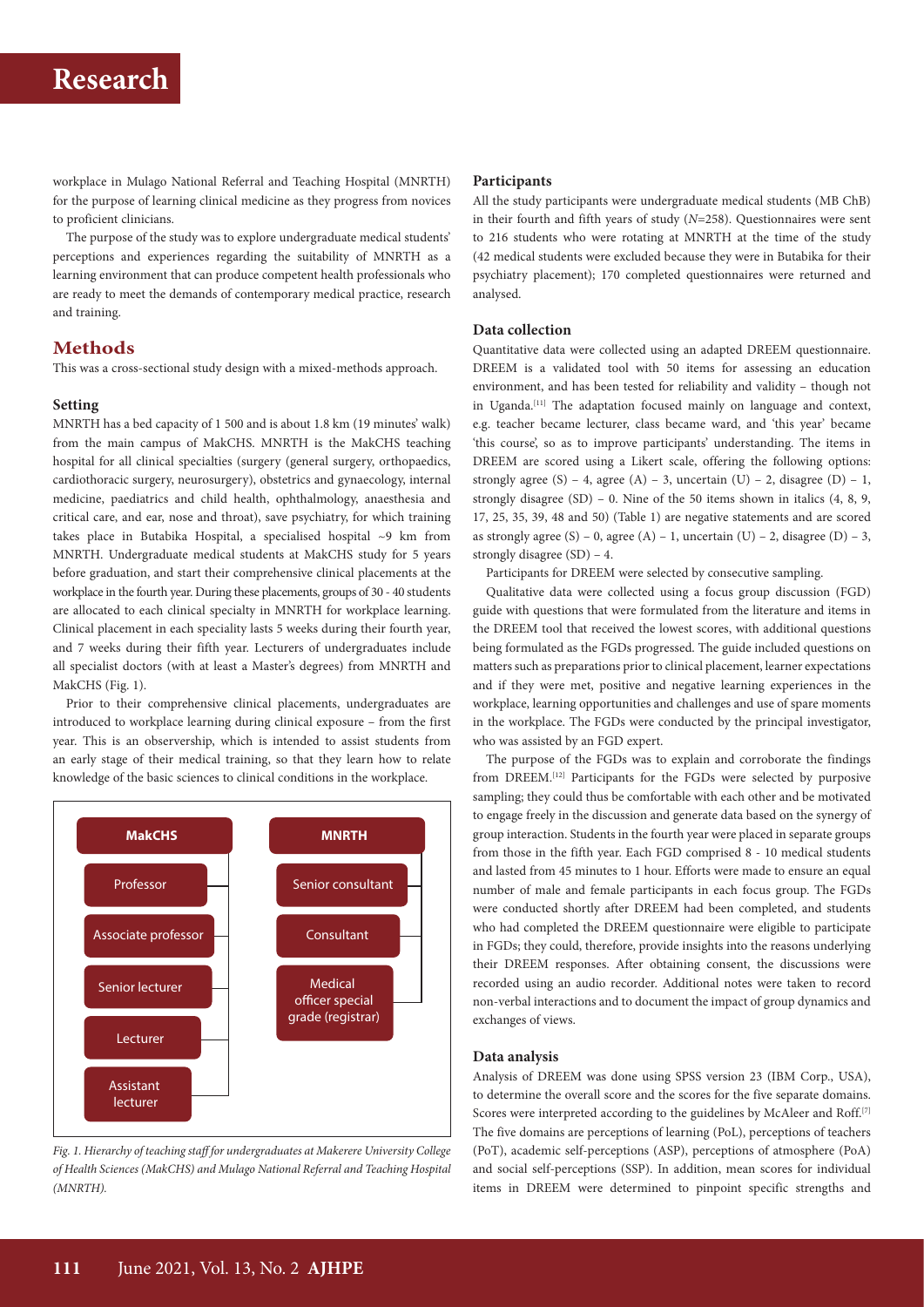workplace in Mulago National Referral and Teaching Hospital (MNRTH) for the purpose of learning clinical medicine as they progress from novices to proficient clinicians.

The purpose of the study was to explore undergraduate medical students' perceptions and experiences regarding the suitability of MNRTH as a learning environment that can produce competent health professionals who are ready to meet the demands of contemporary medical practice, research and training.

## Methods

This was a cross-sectional study design with a mixed-methods approach.

### Setting

MNRTH has a bed capacity of 1 500 and is about 1.8 km (19 minutes' walk) from the main campus of MakCHS. MNRTH is the MakCHS teaching hospital for all clinical specialties (surgery (general surgery, orthopaedics, cardiothoracic surgery, neurosurgery), obstetrics and gynaecology, internal medicine, paediatrics and child health, ophthalmology, anaesthesia and critical care, and ear, nose and throat), save psychiatry, for which training takes place in Butabika Hospital, a specialised hospital ~9 km from MNRTH. Undergraduate medical students at MakCHS study for 5 years before graduation, and start their comprehensive clinical placements at the workplace in the fourth year. During these placements, groups of 30 - 40 students are allocated to each clinical specialty in MNRTH for workplace learning. Clinical placement in each speciality lasts 5 weeks during their fourth year, and 7 weeks during their fifth year. Lecturers of undergraduates include all specialist doctors (with at least a Master's degrees) from MNRTH and MakCHS (Fig. 1).

Prior to their comprehensive clinical placements, undergraduates are introduced to workplace learning during clinical exposure – from the first year. This is an observership, which is intended to assist students from an early stage of their medical training, so that they learn how to relate knowledge of the basic sciences to clinical conditions in the workplace.

| MakCHS | MNRTH |
|---|---|
| Professor | Senior consultant |
| Associate professor | Consultant |
| Senior lecturer | Medical officer special grade (registrar) |
| Lecturer | |
| Assistant lecturer | |

*Fig. 1. Hierarchy of teaching staff for undergraduates at Makerere University College of Health Sciences (MakCHS) and Mulago National Referral and Teaching Hospital (MNRTH).*

### Participants

All the study participants were undergraduate medical students (MB ChB) in their fourth and fifth years of study (*N*=258). Questionnaires were sent to 216 students who were rotating at MNRTH at the time of the study (42 medical students were excluded because they were in Butabika for their psychiatry placement); 170 completed questionnaires were returned and analysed.

### Data collection

Quantitative data were collected using an adapted DREEM questionnaire. DREEM is a validated tool with 50 items for assessing an education environment, and has been tested for reliability and validity – though not in Uganda.[11] The adaptation focused mainly on language and context, e.g. teacher became lecturer, class became ward, and 'this year' became 'this course', so as to improve participants' understanding. The items in DREEM are scored using a Likert scale, offering the following options: strongly agree (S) – 4, agree (A) – 3, uncertain (U) – 2, disagree (D) – 1, strongly disagree (SD) – 0. Nine of the 50 items shown in italics (4, 8, 9, 17, 25, 35, 39, 48 and 50) (Table 1) are negative statements and are scored as strongly agree (S) – 0, agree (A) – 1, uncertain (U) – 2, disagree (D) – 3, strongly disagree (SD) – 4.

Participants for DREEM were selected by consecutive sampling.

Qualitative data were collected using a focus group discussion (FGD) guide with questions that were formulated from the literature and items in the DREEM tool that received the lowest scores, with additional questions being formulated as the FGDs progressed. The guide included questions on matters such as preparations prior to clinical placement, learner expectations and if they were met, positive and negative learning experiences in the workplace, learning opportunities and challenges and use of spare moments in the workplace. The FGDs were conducted by the principal investigator, who was assisted by an FGD expert.

The purpose of the FGDs was to explain and corroborate the findings from DREEM.[12] Participants for the FGDs were selected by purposive sampling; they could thus be comfortable with each other and be motivated to engage freely in the discussion and generate data based on the synergy of group interaction. Students in the fourth year were placed in separate groups from those in the fifth year. Each FGD comprised 8 - 10 medical students and lasted from 45 minutes to 1 hour. Efforts were made to ensure an equal number of male and female participants in each focus group. The FGDs were conducted shortly after DREEM had been completed, and students who had completed the DREEM questionnaire were eligible to participate in FGDs; they could, therefore, provide insights into the reasons underlying their DREEM responses. After obtaining consent, the discussions were recorded using an audio recorder. Additional notes were taken to record non-verbal interactions and to document the impact of group dynamics and exchanges of views.

### Data analysis

Analysis of DREEM was done using SPSS version 23 (IBM Corp., USA), to determine the overall score and the scores for the five separate domains. Scores were interpreted according to the guidelines by McAleer and Roff.[7] The five domains are perceptions of learning (PoL), perceptions of teachers (PoT), academic self-perceptions (ASP), perceptions of atmosphere (PoA) and social self-perceptions (SSP). In addition, mean scores for individual items in DREEM were determined to pinpoint specific strengths and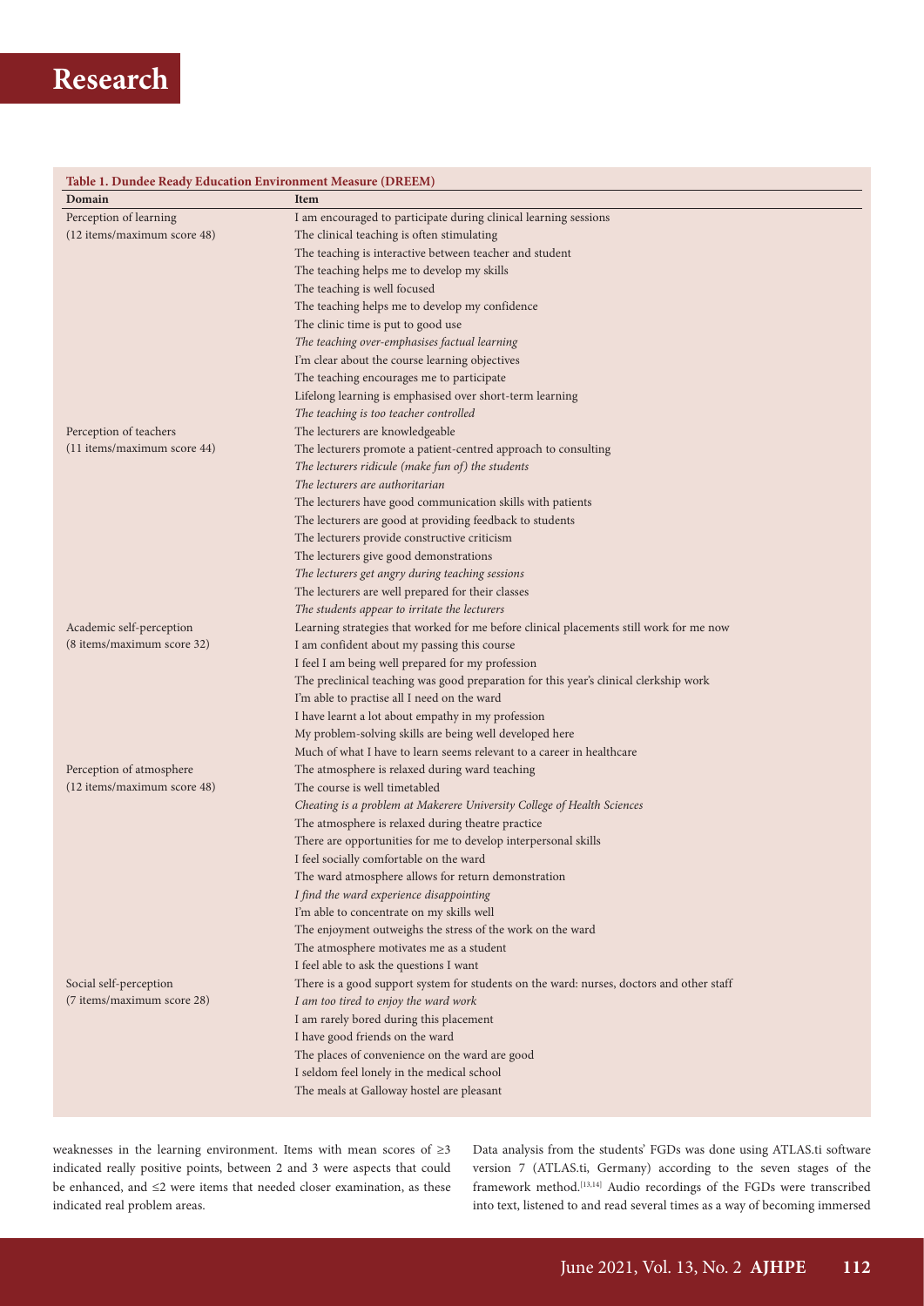**Table 1. Dundee Ready Education Environment Measure (DREEM)**

| Domain | Item |
|---|---|
| Perception of learning | I am encouraged to participate during clinical learning sessions |
| (12 items/maximum score 48) | The clinical teaching is often stimulating |
| | The teaching is interactive between teacher and student |
| | The teaching helps me to develop my skills |
| | The teaching is well focused |
| | The teaching helps me to develop my confidence |
| | The clinic time is put to good use |
| | *The teaching over-emphasises factual learning* |
| | I'm clear about the course learning objectives |
| | The teaching encourages me to participate |
| | Lifelong learning is emphasised over short-term learning |
| | *The teaching is too teacher controlled* |
| Perception of teachers | The lecturers are knowledgeable |
| (11 items/maximum score 44) | The lecturers promote a patient-centred approach to consulting |
| | *The lecturers ridicule (make fun of) the students* |
| | *The lecturers are authoritarian* |
| | The lecturers have good communication skills with patients |
| | The lecturers are good at providing feedback to students |
| | The lecturers provide constructive criticism |
| | The lecturers give good demonstrations |
| | *The lecturers get angry during teaching sessions* |
| | The lecturers are well prepared for their classes |
| | *The students appear to irritate the lecturers* |
| Academic self-perception | Learning strategies that worked for me before clinical placements still work for me now |
| (8 items/maximum score 32) | I am confident about my passing this course |
| | I feel I am being well prepared for my profession |
| | The preclinical teaching was good preparation for this year's clinical clerkship work |
| | I'm able to practise all I need on the ward |
| | I have learnt a lot about empathy in my profession |
| | My problem-solving skills are being well developed here |
| | Much of what I have to learn seems relevant to a career in healthcare |
| Perception of atmosphere | The atmosphere is relaxed during ward teaching |
| (12 items/maximum score 48) | The course is well timetabled |
| | *Cheating is a problem at Makerere University College of Health Sciences* |
| | The atmosphere is relaxed during theatre practice |
| | There are opportunities for me to develop interpersonal skills |
| | I feel socially comfortable on the ward |
| | The ward atmosphere allows for return demonstration |
| | *I find the ward experience disappointing* |
| | I'm able to concentrate on my skills well |
| | The enjoyment outweighs the stress of the work on the ward |
| | The atmosphere motivates me as a student |
| | I feel able to ask the questions I want |
| Social self-perception | There is a good support system for students on the ward: nurses, doctors and other staff |
| (7 items/maximum score 28) | *I am too tired to enjoy the ward work* |
| | I am rarely bored during this placement |
| | I have good friends on the ward |
| | The places of convenience on the ward are good |
| | I seldom feel lonely in the medical school |
| | The meals at Galloway hostel are pleasant |

weaknesses in the learning environment. Items with mean scores of ≥3 indicated really positive points, between 2 and 3 were aspects that could be enhanced, and ≤2 were items that needed closer examination, as these indicated real problem areas.

Data analysis from the students' FGDs was done using ATLAS.ti software version 7 (ATLAS.ti, Germany) according to the seven stages of the framework method.[13,14] Audio recordings of the FGDs were transcribed into text, listened to and read several times as a way of becoming immersed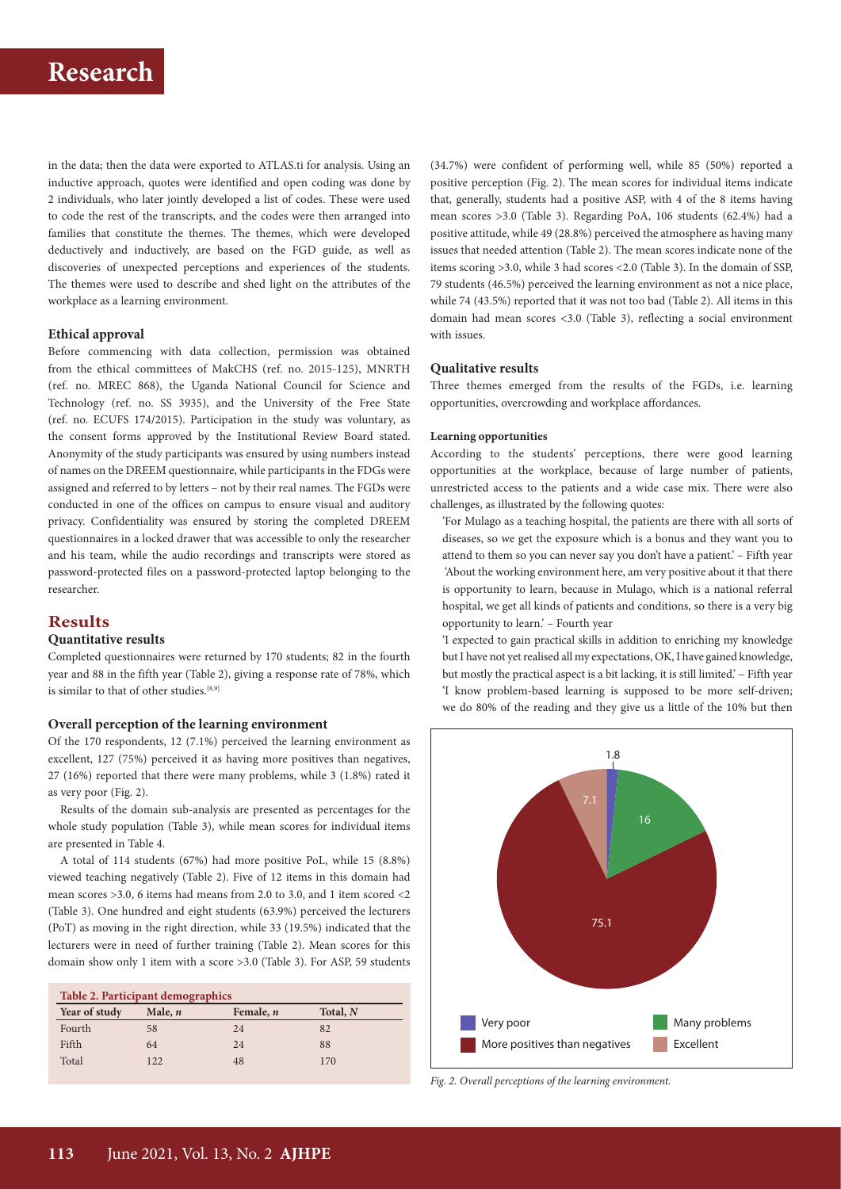in the data; then the data were exported to ATLAS.ti for analysis. Using an inductive approach, quotes were identified and open coding was done by 2 individuals, who later jointly developed a list of codes. These were used to code the rest of the transcripts, and the codes were then arranged into families that constitute the themes. The themes, which were developed deductively and inductively, are based on the FGD guide, as well as discoveries of unexpected perceptions and experiences of the students. The themes were used to describe and shed light on the attributes of the workplace as a learning environment.

#### Ethical approval

Before commencing with data collection, permission was obtained from the ethical committees of MakCHS (ref. no. 2015-125), MNRTH (ref. no. MREC 868), the Uganda National Council for Science and Technology (ref. no. SS 3935), and the University of the Free State (ref. no. ECUFS 174/2015). Participation in the study was voluntary, as the consent forms approved by the Institutional Review Board stated. Anonymity of the study participants was ensured by using numbers instead of names on the DREEM questionnaire, while participants in the FDGs were assigned and referred to by letters – not by their real names. The FGDs were conducted in one of the offices on campus to ensure visual and auditory privacy. Confidentiality was ensured by storing the completed DREEM questionnaires in a locked drawer that was accessible to only the researcher and his team, while the audio recordings and transcripts were stored as password-protected files on a password-protected laptop belonging to the researcher.

## Results

### Quantitative results

Completed questionnaires were returned by 170 students; 82 in the fourth year and 88 in the fifth year (Table 2), giving a response rate of 78%, which is similar to that of other studies.[8,9]

#### Overall perception of the learning environment

Of the 170 respondents, 12 (7.1%) perceived the learning environment as excellent, 127 (75%) perceived it as having more positives than negatives, 27 (16%) reported that there were many problems, while 3 (1.8%) rated it as very poor (Fig. 2).

Results of the domain sub-analysis are presented as percentages for the whole study population (Table 3), while mean scores for individual items are presented in Table 4.

A total of 114 students (67%) had more positive PoL, while 15 (8.8%) viewed teaching negatively (Table 2). Five of 12 items in this domain had mean scores >3.0, 6 items had means from 2.0 to 3.0, and 1 item scored <2 (Table 3). One hundred and eight students (63.9%) perceived the lecturers (PoT) as moving in the right direction, while 33 (19.5%) indicated that the lecturers were in need of further training (Table 2). Mean scores for this domain show only 1 item with a score >3.0 (Table 3). For ASP, 59 students (34.7%) were confident of performing well, while 85 (50%) reported a positive perception (Fig. 2). The mean scores for individual items indicate that, generally, students had a positive ASP, with 4 of the 8 items having mean scores >3.0 (Table 3). Regarding PoA, 106 students (62.4%) had a positive attitude, while 49 (28.8%) perceived the atmosphere as having many issues that needed attention (Table 2). The mean scores indicate none of the items scoring >3.0, while 3 had scores <2.0 (Table 3). In the domain of SSP, 79 students (46.5%) perceived the learning environment as not a nice place, while 74 (43.5%) reported that it was not too bad (Table 2). All items in this domain had mean scores <3.0 (Table 3), reflecting a social environment with issues.

**Table 2. Participant demographics**

| Year of study | Male, *n* | Female, *n* | Total, *N* |
|---|---|---|---|
| Fourth | 58 | 24 | 82 |
| Fifth | 64 | 24 | 88 |
| Total | 122 | 48 | 170 |

### Qualitative results

Three themes emerged from the results of the FGDs, i.e. learning opportunities, overcrowding and workplace affordances.

#### Learning opportunities

According to the students' perceptions, there were good learning opportunities at the workplace, because of large number of patients, unrestricted access to the patients and a wide case mix. There were also challenges, as illustrated by the following quotes:

'For Mulago as a teaching hospital, the patients are there with all sorts of diseases, so we get the exposure which is a bonus and they want you to attend to them so you can never say you don't have a patient.' – Fifth year

'About the working environment here, am very positive about it that there is opportunity to learn, because in Mulago, which is a national referral hospital, we get all kinds of patients and conditions, so there is a very big opportunity to learn.' – Fourth year

'I expected to gain practical skills in addition to enriching my knowledge but I have not yet realised all my expectations, OK, I have gained knowledge, but mostly the practical aspect is a bit lacking, it is still limited.' – Fifth year

'I know problem-based learning is supposed to be more self-driven; we do 80% of the reading and they give us a little of the 10% but then

*Fig. 2. Overall perceptions of the learning environment.*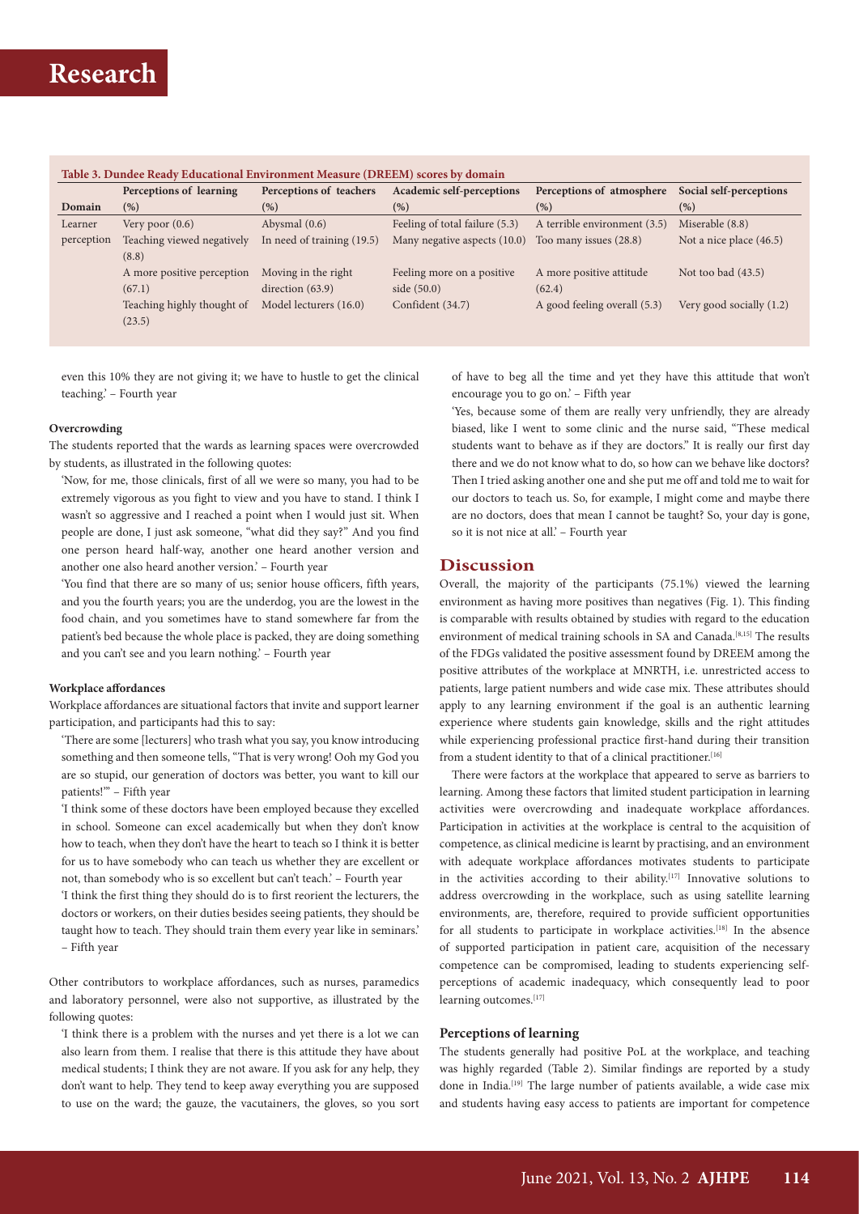**Table 3. Dundee Ready Educational Environment Measure (DREEM) scores by domain**

| Domain | Perceptions of learning (%) | Perceptions of teachers (%) | Academic self-perceptions (%) | Perceptions of atmosphere (%) | Social self-perceptions (%) |
|---|---|---|---|---|---|
| Learner perception | Very poor (0.6) | Abysmal (0.6) | Feeling of total failure (5.3) | A terrible environment (3.5) | Miserable (8.8) |
| | Teaching viewed negatively (8.8) | In need of training (19.5) | Many negative aspects (10.0) | Too many issues (28.8) | Not a nice place (46.5) |
| | A more positive perception (67.1) | Moving in the right direction (63.9) | Feeling more on a positive side (50.0) | A more positive attitude (62.4) | Not too bad (43.5) |
| | Teaching highly thought of (23.5) | Model lecturers (16.0) | Confident (34.7) | A good feeling overall (5.3) | Very good socially (1.2) |

even this 10% they are not giving it; we have to hustle to get the clinical teaching.' – Fourth year

#### Overcrowding

The students reported that the wards as learning spaces were overcrowded by students, as illustrated in the following quotes:

'Now, for me, those clinicals, first of all we were so many, you had to be extremely vigorous as you fight to view and you have to stand. I think I wasn't so aggressive and I reached a point when I would just sit. When people are done, I just ask someone, "what did they say?" And you find one person heard half-way, another one heard another version and another one also heard another version.' – Fourth year

'You find that there are so many of us; senior house officers, fifth years, and you the fourth years; you are the underdog, you are the lowest in the food chain, and you sometimes have to stand somewhere far from the patient's bed because the whole place is packed, they are doing something and you can't see and you learn nothing.' – Fourth year

#### Workplace affordances

Workplace affordances are situational factors that invite and support learner participation, and participants had this to say:

'There are some [lecturers] who trash what you say, you know introducing something and then someone tells, "That is very wrong! Ooh my God you are so stupid, our generation of doctors was better, you want to kill our patients!"' – Fifth year

'I think some of these doctors have been employed because they excelled in school. Someone can excel academically but when they don't know how to teach, when they don't have the heart to teach so I think it is better for us to have somebody who can teach us whether they are excellent or not, than somebody who is so excellent but can't teach.' – Fourth year

'I think the first thing they should do is to first reorient the lecturers, the doctors or workers, on their duties besides seeing patients, they should be taught how to teach. They should train them every year like in seminars.' – Fifth year

Other contributors to workplace affordances, such as nurses, paramedics and laboratory personnel, were also not supportive, as illustrated by the following quotes:

'I think there is a problem with the nurses and yet there is a lot we can also learn from them. I realise that there is this attitude they have about medical students; I think they are not aware. If you ask for any help, they don't want to help. They tend to keep away everything you are supposed to use on the ward; the gauze, the vacutainers, the gloves, so you sort of have to beg all the time and yet they have this attitude that won't encourage you to go on.' – Fifth year

'Yes, because some of them are really very unfriendly, they are already biased, like I went to some clinic and the nurse said, "These medical students want to behave as if they are doctors." It is really our first day there and we do not know what to do, so how can we behave like doctors? Then I tried asking another one and she put me off and told me to wait for our doctors to teach us. So, for example, I might come and maybe there are no doctors, does that mean I cannot be taught? So, your day is gone, so it is not nice at all.' – Fourth year

## Discussion

Overall, the majority of the participants (75.1%) viewed the learning environment as having more positives than negatives (Fig. 1). This finding is comparable with results obtained by studies with regard to the education environment of medical training schools in SA and Canada.[8,15] The results of the FDGs validated the positive assessment found by DREEM among the positive attributes of the workplace at MNRTH, i.e. unrestricted access to patients, large patient numbers and wide case mix. These attributes should apply to any learning environment if the goal is an authentic learning experience where students gain knowledge, skills and the right attitudes while experiencing professional practice first-hand during their transition from a student identity to that of a clinical practitioner.[16]

There were factors at the workplace that appeared to serve as barriers to learning. Among these factors that limited student participation in learning activities were overcrowding and inadequate workplace affordances. Participation in activities at the workplace is central to the acquisition of competence, as clinical medicine is learnt by practising, and an environment with adequate workplace affordances motivates students to participate in the activities according to their ability.[17] Innovative solutions to address overcrowding in the workplace, such as using satellite learning environments, are, therefore, required to provide sufficient opportunities for all students to participate in workplace activities.[18] In the absence of supported participation in patient care, acquisition of the necessary competence can be compromised, leading to students experiencing self-perceptions of academic inadequacy, which consequently lead to poor learning outcomes.[17]

#### Perceptions of learning

The students generally had positive PoL at the workplace, and teaching was highly regarded (Table 2). Similar findings are reported by a study done in India.[19] The large number of patients available, a wide case mix and students having easy access to patients are important for competence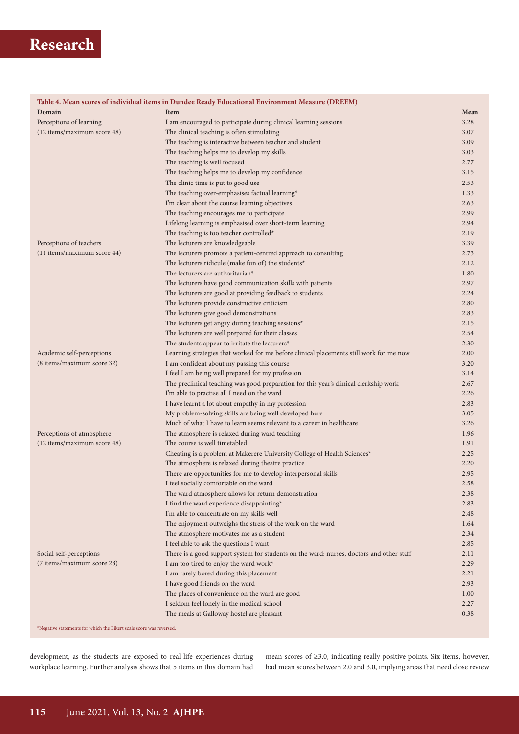**Table 4. Mean scores of individual items in Dundee Ready Educational Environment Measure (DREEM)**

| Domain | Item | Mean |
|---|---|---|
| Perceptions of learning | I am encouraged to participate during clinical learning sessions | 3.28 |
| (12 items/maximum score 48) | The clinical teaching is often stimulating | 3.07 |
| | The teaching is interactive between teacher and student | 3.09 |
| | The teaching helps me to develop my skills | 3.03 |
| | The teaching is well focused | 2.77 |
| | The teaching helps me to develop my confidence | 3.15 |
| | The clinic time is put to good use | 2.53 |
| | The teaching over-emphasises factual learning* | 1.33 |
| | I'm clear about the course learning objectives | 2.63 |
| | The teaching encourages me to participate | 2.99 |
| | Lifelong learning is emphasised over short-term learning | 2.94 |
| | The teaching is too teacher controlled* | 2.19 |
| Perceptions of teachers | The lecturers are knowledgeable | 3.39 |
| (11 items/maximum score 44) | The lecturers promote a patient-centred approach to consulting | 2.73 |
| | The lecturers ridicule (make fun of) the students* | 2.12 |
| | The lecturers are authoritarian* | 1.80 |
| | The lecturers have good communication skills with patients | 2.97 |
| | The lecturers are good at providing feedback to students | 2.24 |
| | The lecturers provide constructive criticism | 2.80 |
| | The lecturers give good demonstrations | 2.83 |
| | The lecturers get angry during teaching sessions* | 2.15 |
| | The lecturers are well prepared for their classes | 2.54 |
| | The students appear to irritate the lecturers* | 2.30 |
| Academic self-perceptions | Learning strategies that worked for me before clinical placements still work for me now | 2.00 |
| (8 items/maximum score 32) | I am confident about my passing this course | 3.20 |
| | I feel I am being well prepared for my profession | 3.14 |
| | The preclinical teaching was good preparation for this year's clinical clerkship work | 2.67 |
| | I'm able to practise all I need on the ward | 2.26 |
| | I have learnt a lot about empathy in my profession | 2.83 |
| | My problem-solving skills are being well developed here | 3.05 |
| | Much of what I have to learn seems relevant to a career in healthcare | 3.26 |
| Perceptions of atmosphere | The atmosphere is relaxed during ward teaching | 1.96 |
| (12 items/maximum score 48) | The course is well timetabled | 1.91 |
| | Cheating is a problem at Makerere University College of Health Sciences* | 2.25 |
| | The atmosphere is relaxed during theatre practice | 2.20 |
| | There are opportunities for me to develop interpersonal skills | 2.95 |
| | I feel socially comfortable on the ward | 2.58 |
| | The ward atmosphere allows for return demonstration | 2.38 |
| | I find the ward experience disappointing* | 2.83 |
| | I'm able to concentrate on my skills well | 2.48 |
| | The enjoyment outweighs the stress of the work on the ward | 1.64 |
| | The atmosphere motivates me as a student | 2.34 |
| | I feel able to ask the questions I want | 2.85 |
| Social self-perceptions | There is a good support system for students on the ward: nurses, doctors and other staff | 2.11 |
| (7 items/maximum score 28) | I am too tired to enjoy the ward work* | 2.29 |
| | I am rarely bored during this placement | 2.21 |
| | I have good friends on the ward | 2.93 |
| | The places of convenience on the ward are good | 1.00 |
| | I seldom feel lonely in the medical school | 2.27 |
| | The meals at Galloway hostel are pleasant | 0.38 |

*Negative statements for which the Likert scale score was reversed.

development, as the students are exposed to real-life experiences during workplace learning. Further analysis shows that 5 items in this domain had mean scores of ≥3.0, indicating really positive points. Six items, however, had mean scores between 2.0 and 3.0, implying areas that need close review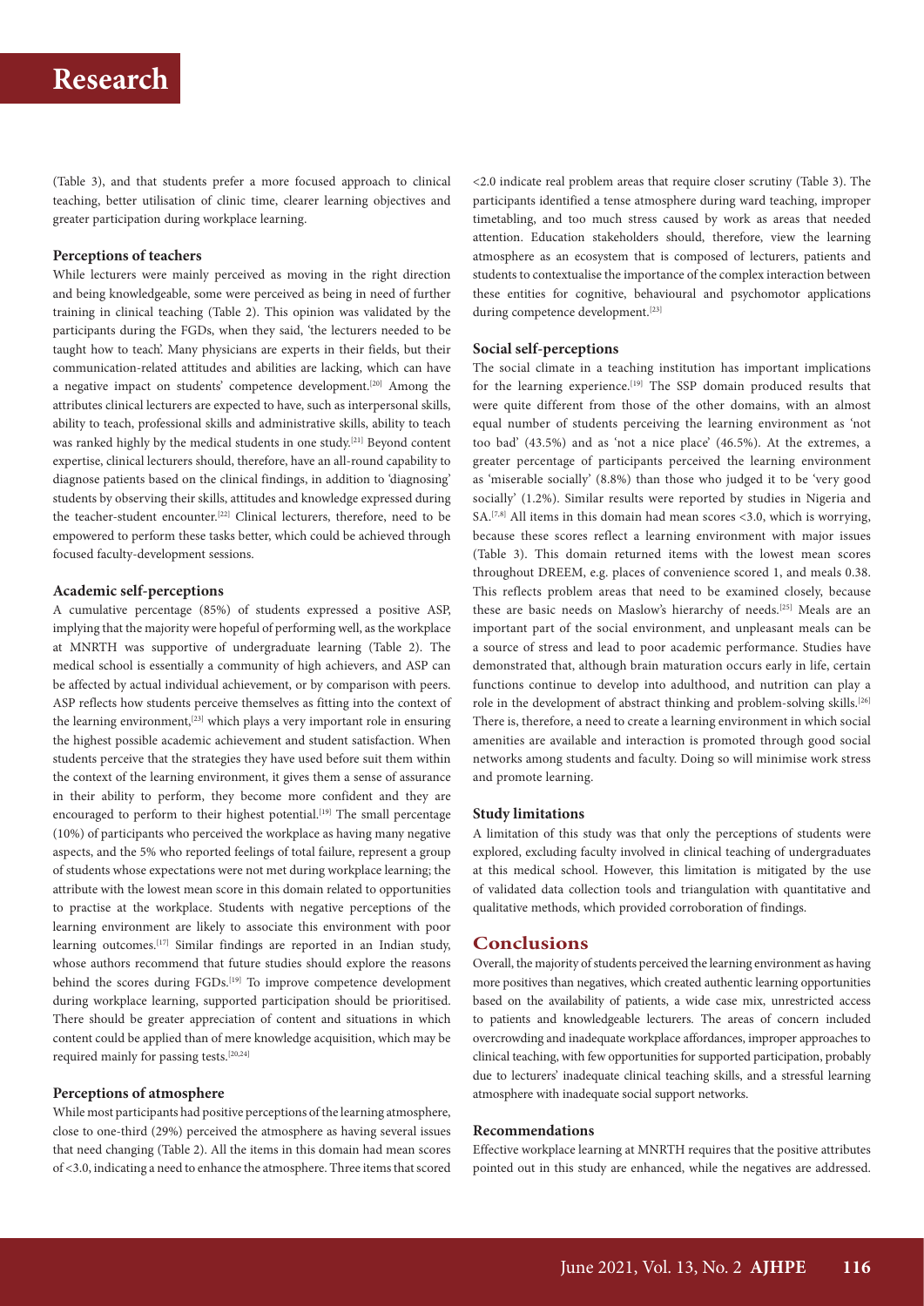(Table 3), and that students prefer a more focused approach to clinical teaching, better utilisation of clinic time, clearer learning objectives and greater participation during workplace learning.

### Perceptions of teachers

While lecturers were mainly perceived as moving in the right direction and being knowledgeable, some were perceived as being in need of further training in clinical teaching (Table 2). This opinion was validated by the participants during the FGDs, when they said, 'the lecturers needed to be taught how to teach'. Many physicians are experts in their fields, but their communication-related attitudes and abilities are lacking, which can have a negative impact on students' competence development.[20] Among the attributes clinical lecturers are expected to have, such as interpersonal skills, ability to teach, professional skills and administrative skills, ability to teach was ranked highly by the medical students in one study.[21] Beyond content expertise, clinical lecturers should, therefore, have an all-round capability to diagnose patients based on the clinical findings, in addition to 'diagnosing' students by observing their skills, attitudes and knowledge expressed during the teacher-student encounter.[22] Clinical lecturers, therefore, need to be empowered to perform these tasks better, which could be achieved through focused faculty-development sessions.

### Academic self-perceptions

A cumulative percentage (85%) of students expressed a positive ASP, implying that the majority were hopeful of performing well, as the workplace at MNRTH was supportive of undergraduate learning (Table 2). The medical school is essentially a community of high achievers, and ASP can be affected by actual individual achievement, or by comparison with peers. ASP reflects how students perceive themselves as fitting into the context of the learning environment,[23] which plays a very important role in ensuring the highest possible academic achievement and student satisfaction. When students perceive that the strategies they have used before suit them within the context of the learning environment, it gives them a sense of assurance in their ability to perform, they become more confident and they are encouraged to perform to their highest potential.[19] The small percentage (10%) of participants who perceived the workplace as having many negative aspects, and the 5% who reported feelings of total failure, represent a group of students whose expectations were not met during workplace learning; the attribute with the lowest mean score in this domain related to opportunities to practise at the workplace. Students with negative perceptions of the learning environment are likely to associate this environment with poor learning outcomes.[17] Similar findings are reported in an Indian study, whose authors recommend that future studies should explore the reasons behind the scores during FGDs.[19] To improve competence development during workplace learning, supported participation should be prioritised. There should be greater appreciation of content and situations in which content could be applied than of mere knowledge acquisition, which may be required mainly for passing tests.[20,24]

### Perceptions of atmosphere

While most participants had positive perceptions of the learning atmosphere, close to one-third (29%) perceived the atmosphere as having several issues that need changing (Table 2). All the items in this domain had mean scores of <3.0, indicating a need to enhance the atmosphere. Three items that scored <2.0 indicate real problem areas that require closer scrutiny (Table 3). The participants identified a tense atmosphere during ward teaching, improper timetabling, and too much stress caused by work as areas that needed attention. Education stakeholders should, therefore, view the learning atmosphere as an ecosystem that is composed of lecturers, patients and students to contextualise the importance of the complex interaction between these entities for cognitive, behavioural and psychomotor applications during competence development.[23]

### Social self-perceptions

The social climate in a teaching institution has important implications for the learning experience.[19] The SSP domain produced results that were quite different from those of the other domains, with an almost equal number of students perceiving the learning environment as 'not too bad' (43.5%) and as 'not a nice place' (46.5%). At the extremes, a greater percentage of participants perceived the learning environment as 'miserable socially' (8.8%) than those who judged it to be 'very good socially' (1.2%). Similar results were reported by studies in Nigeria and SA.[7,8] All items in this domain had mean scores <3.0, which is worrying, because these scores reflect a learning environment with major issues (Table 3). This domain returned items with the lowest mean scores throughout DREEM, e.g. places of convenience scored 1, and meals 0.38. This reflects problem areas that need to be examined closely, because these are basic needs on Maslow's hierarchy of needs.[25] Meals are an important part of the social environment, and unpleasant meals can be a source of stress and lead to poor academic performance. Studies have demonstrated that, although brain maturation occurs early in life, certain functions continue to develop into adulthood, and nutrition can play a role in the development of abstract thinking and problem-solving skills.[26] There is, therefore, a need to create a learning environment in which social amenities are available and interaction is promoted through good social networks among students and faculty. Doing so will minimise work stress and promote learning.

### Study limitations

A limitation of this study was that only the perceptions of students were explored, excluding faculty involved in clinical teaching of undergraduates at this medical school. However, this limitation is mitigated by the use of validated data collection tools and triangulation with quantitative and qualitative methods, which provided corroboration of findings.

## Conclusions

Overall, the majority of students perceived the learning environment as having more positives than negatives, which created authentic learning opportunities based on the availability of patients, a wide case mix, unrestricted access to patients and knowledgeable lecturers. The areas of concern included overcrowding and inadequate workplace affordances, improper approaches to clinical teaching, with few opportunities for supported participation, probably due to lecturers' inadequate clinical teaching skills, and a stressful learning atmosphere with inadequate social support networks.

### Recommendations

Effective workplace learning at MNRTH requires that the positive attributes pointed out in this study are enhanced, while the negatives are addressed.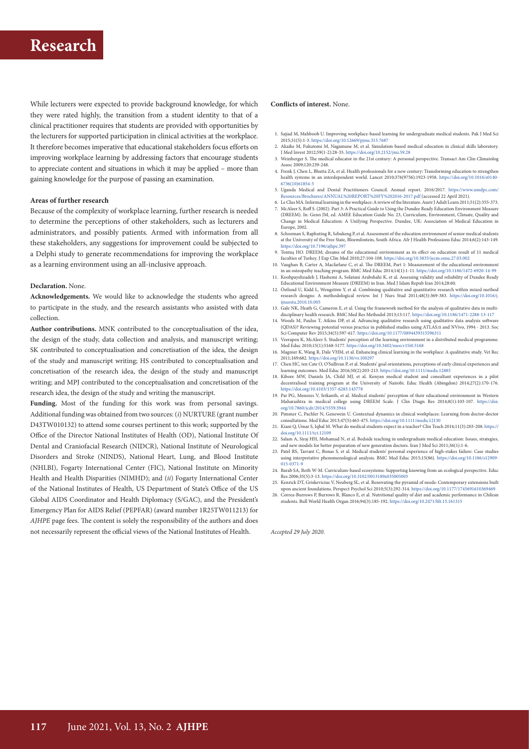While lecturers were expected to provide background knowledge, for which they were rated highly, the transition from a student identity to that of a clinical practitioner requires that students are provided with opportunities by the lecturers for supported participation in clinical activities at the workplace. It therefore becomes imperative that educational stakeholders focus efforts on improving workplace learning by addressing factors that encourage students to appreciate content and situations in which it may be applied – more than gaining knowledge for the purpose of passing an examination.

#### Areas of further research

Because of the complexity of workplace learning, further research is needed to determine the perceptions of other stakeholders, such as lecturers and administrators, and possibly patients. Armed with information from all these stakeholders, any suggestions for improvement could be subjected to a Delphi study to generate recommendations for improving the workplace as a learning environment using an all-inclusive approach.

**Declaration.** None.

**Acknowledgements.** We would like to acknowledge the students who agreed to participate in the study, and the research assistants who assisted with data collection.

**Author contributions.** MNK contributed to the conceptualisation of the idea, the design of the study, data collection and analysis, and manuscript writing; SK contributed to conceptualisation and concretisation of the idea, the design of the study and manuscript writing; HS contributed to conceptualisation and concretisation of the research idea, the design of the study and manuscript writing; and MPJ contributed to the conceptualisation and concretisation of the research idea, the design of the study and writing the manuscript.

**Funding.** Most of the funding for this work was from personal savings. Additional funding was obtained from two sources: (*i*) NURTURE (grant number D43TW010132) to attend some courses pertinent to this work; supported by the Office of the Director National Institutes of Health (OD), National Institute Of Dental and Craniofacial Research (NIDCR), National Institute of Neurological Disorders and Stroke (NINDS), National Heart, Lung, and Blood Institute (NHLBI), Fogarty International Center (FIC), National Institute on Minority Health and Health Disparities (NIMHD); and (*ii*) Fogarty International Center of the National Institutes of Health, US Department of State's Office of the US Global AIDS Coordinator and Health Diplomacy (S/GAC), and the President's Emergency Plan for AIDS Relief (PEPFAR) (award number 1R25TW011213) for *AJHPE* page fees. The content is solely the responsibility of the authors and does not necessarily represent the official views of the National Institutes of Health.

**Conflicts of interest.** None.

1. Sajjad M, Mahboob U. Improving workplace-based learning for undergraduate medical students. Pak J Med Sci 2015;31(5):1-3. https://doi.org/10.12669/pjms.315.7687
2. Akaike M, Fukutomi M, Nagamune M, et al. Simulation-based medical education in clinical skills laboratory. J Med Invest 2012;59(1-2):28-35. https://doi.org/10.2152/jmi.59.28
3. Weinberger S. The medical educator in the 21st century: A personal perspective. Transact Am Clin Climatolog Assoc 2009;120:239-248.
4. Frenk J, Chen L, Bhutta ZA, et al. Health professionals for a new century: Transforming education to strengthen health systems in an interdependent world. Lancet 2010;376(9756):1923-1958. https://doi.org/10.1016/s0140-6736(10)61854-5
5. Uganda Medical and Dental Practitioners Council. Annual report. 2016/2017. https://www.umdpc.com/Resources/Brochures/ANNUAL%20REPORT%20FY%202016-2017.pdf (accessed 22 April 2021).
6. Le Clus MA. Informal learning in the workplace: A review of the literature. Austr J Adult Learn 2011;51(2):355-373.
7. McAleer S, Roff S. (2002). Part 3: A Practical Guide to Using the Dundee Ready Education Environment Measure (DREEM). In: Genn JM, ed. AMEE Education Guide No. 23, Curriculum, Environment, Climate, Quality and Change in Medical Education: A Unifying Perspective. Dundee, UK: Association of Medical Education in Europe, 2002.
8. Schoeman S, Raphuting R, Sebakeng P, et al. Assessment of the education environment of senior medical students at the University of the Free State, Bloemfontein, South Africa. Afr J Health Professions Educ 2014;6(2):143-149. https://doi.org/10.7196/ajhpe.397
9. Tontuş HO. DREEM; dreams of the educational environment as its effect on education result of 11 medical faculties of Turkey. J Exp Clin Med 2010;27:104-108. https://doi.org/10.5835/jecm.omu.27.03.002
10. Vaughan B, Carter A, Macfarlane C, et al. The DREEM, Part 1: Measurement of the educational environment in an osteopathy teaching program. BMC Med Educ 2014;14(1):1-11. https://doi.org/10.1186/1472-6920-14-99
11. Koohpayehzadeh J, Hashemi A, Solatani Arabshahi K, et al. Assessing validity and reliability of Dundee Ready Educational Environment Measure (DREEM) in Iran. Med J Islam Repub Iran 2014;28:60.
12. Östlund U, Kidd L, Wengstöm Y, et al. Combining qualitative and quantitative research within mixed method research designs: A methodological review. Int J Nurs Stud 2011;48(3):369-383. https://doi.org/10.1016/j.ijnurstu.2010.10.005
13. Gale NK, Heath G, Cameron E, et al. Using the framework method for the analysis of qualitative data in multi-disciplinary health research. BMC Med Res Methodol 2013;13:117. https://doi.org/10.1186/1471-2288-13-117
14. Woods M, Paulus T, Atkins DP, et al. Advancing qualitative research using qualitative data analysis software (QDAS)? Reviewing potential versus practice in published studies using ATLAS.ti and NVivo, 1994 - 2013. Soc Sci Computer Rev 2015;34(5):597-617. https://doi.org/10.1177/0894439315596311
15. Veerapen K, McAleer S. Students' perception of the learning environment in a distributed medical programme. Med Educ 2010;15(1):5168-5177. https://doi.org/10.3402/meo.v15i0.5168
16. Magnier K, Wang R, Dale VHM, et al. Enhancing clinical learning in the workplace: A qualitative study. Vet Rec 2011;169:682. https://doi.org/10.1136/vr.100297
17. Chen HC, ten Cate O, O'Sullivan P, et al. Students' goal orientations, perceptions of early clinical experiences and learning outcomes. Med Educ 2016;50(2):203-213. https://doi.org/10.1111/medu.12885
18. Kibore MW, Daniels JA, Child MJ, et al. Kenyan medical student and consultant experiences in a pilot decentralised training program at the University of Nairobi. Educ Health (Abingdon) 2014;27(2):170-176. https://doi.org/10.4103/1357-6283.143778
19. Pai PG, Menezes V, Srikanth, et al. Medical students' perception of their educational environment in Western Maharashtra in medical college using DREEM Scale. J Clin Diagn Res 2014;8(1):103-107. https://doi.org/10.7860/jcdr/2014/5559.3944
20. Pimmer C, Pachler N, Genewein U. Contextual dynamics in clinical workplaces: Learning from doctor-doctor consultations. Med Educ 2013;47(5):463-475. https://doi.org/10.1111/medu.12130
21. Kiani Q, Umar S, Iqbal M. What do medical students expect in a teacher? Clin Teach 2014;11(3):203-208. https://doi.org/10.1111/tct.12109
22. Salam A, Siraj HH, Mohamad N, et al. Bedside teaching in undergraduate medical education: Issues, strategies, and new models for better preparation of new generation doctors. Iran J Med Sci 2011;36(1):1-6.
23. Patel RS, Tarrant C, Bonas S, et al. Medical students' personal experience of high-stakes failure: Case studies using interpretative phenomenological analysis. BMC Med Educ 2015;15(86). https://doi.org/10.1186/s12909-015-0371-9
24. Barab SA, Roth W-M. Curriculum-based ecosystems: Supporting knowing from an ecological perspective. Educ Res 2006;35(5):3-13. https://doi.org/10.3102/0013189x035005003
25. Kenrick DT, Griskevicius V, Neuberg SL, et al. Renovating the pyramid of needs: Contemporary extensions built upon ancient foundations. Perspect Psychol Sci 2010;5(3):292-314. https://doi.org/10.1177/1745691610369469
26. Correa-Burrows P, Burrows R, Blanco E, et al. Nutritional quality of diet and academic performance in Chilean students. Bull World Health Organ 2016;94(3):185-192. https://doi.org/10.2471/blt.15.161315

*Accepted 29 July 2020.*